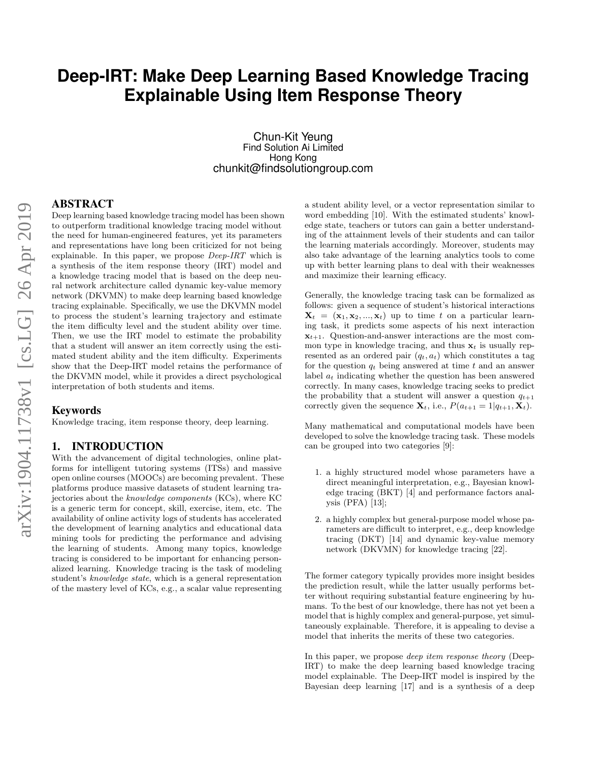# Deep-IRT: Make Deep Learning Based Knowledge Tracing Explainable Using Item Response Theory

Chun-Kit Yeung
Find Solution Ai Limited
Hong Kong
chunkit@findsolutiongroup.com

## ABSTRACT

Deep learning based knowledge tracing model has been shown to outperform traditional knowledge tracing model without the need for human-engineered features, yet its parameters and representations have long been criticized for not being explainable. In this paper, we propose *Deep-IRT* which is a synthesis of the item response theory (IRT) model and a knowledge tracing model that is based on the deep neural network architecture called dynamic key-value memory network (DKVMN) to make deep learning based knowledge tracing explainable. Specifically, we use the DKVMN model to process the student's learning trajectory and estimate the item difficulty level and the student ability over time. Then, we use the IRT model to estimate the probability that a student will answer an item correctly using the estimated student ability and the item difficulty. Experiments show that the Deep-IRT model retains the performance of the DKVMN model, while it provides a direct psychological interpretation of both students and items.

## Keywords

Knowledge tracing, item response theory, deep learning.

## 1. INTRODUCTION

With the advancement of digital technologies, online platforms for intelligent tutoring systems (ITSs) and massive open online courses (MOOCs) are becoming prevalent. These platforms produce massive datasets of student learning trajectories about the *knowledge components* (KCs), where KC is a generic term for concept, skill, exercise, item, etc. The availability of online activity logs of students has accelerated the development of learning analytics and educational data mining tools for predicting the performance and advising the learning of students. Among many topics, knowledge tracing is considered to be important for enhancing personalized learning. Knowledge tracing is the task of modeling student's *knowledge state*, which is a general representation of the mastery level of KCs, e.g., a scalar value representing a student ability level, or a vector representation similar to word embedding [10]. With the estimated students' knowledge state, teachers or tutors can gain a better understanding of the attainment levels of their students and can tailor the learning materials accordingly. Moreover, students may also take advantage of the learning analytics tools to come up with better learning plans to deal with their weaknesses and maximize their learning efficacy.

Generally, the knowledge tracing task can be formalized as follows: given a sequence of student's historical interactions $\mathbf{X}_t = (\mathbf{x}_1, \mathbf{x}_2, ..., \mathbf{x}_t)$ up to time $t$ on a particular learning task, it predicts some aspects of his next interaction $\mathbf{x}_{t+1}$. Question-and-answer interactions are the most common type in knowledge tracing, and thus $\mathbf{x}_t$ is usually represented as an ordered pair $(q_t, a_t)$ which constitutes a tag for the question $q_t$ being answered at time $t$ and an answer label $a_t$ indicating whether the question has been answered correctly. In many cases, knowledge tracing seeks to predict the probability that a student will answer a question $q_{t+1}$ correctly given the sequence $\mathbf{X}_t$, i.e., $P(a_{t+1} = 1|q_{t+1}, \mathbf{X}_t)$.

Many mathematical and computational models have been developed to solve the knowledge tracing task. These models can be grouped into two categories [9]:

1. a highly structured model whose parameters have a direct meaningful interpretation, e.g., Bayesian knowledge tracing (BKT) [4] and performance factors analysis (PFA) [13];
2. a highly complex but general-purpose model whose parameters are difficult to interpret, e.g., deep knowledge tracing (DKT) [14] and dynamic key-value memory network (DKVMN) for knowledge tracing [22].

The former category typically provides more insight besides the prediction result, while the latter usually performs better without requiring substantial feature engineering by humans. To the best of our knowledge, there has not yet been a model that is highly complex and general-purpose, yet simultaneously explainable. Therefore, it is appealing to devise a model that inherits the merits of these two categories.

In this paper, we propose *deep item response theory* (Deep-IRT) to make the deep learning based knowledge tracing model explainable. The Deep-IRT model is inspired by the Bayesian deep learning [17] and is a synthesis of a deep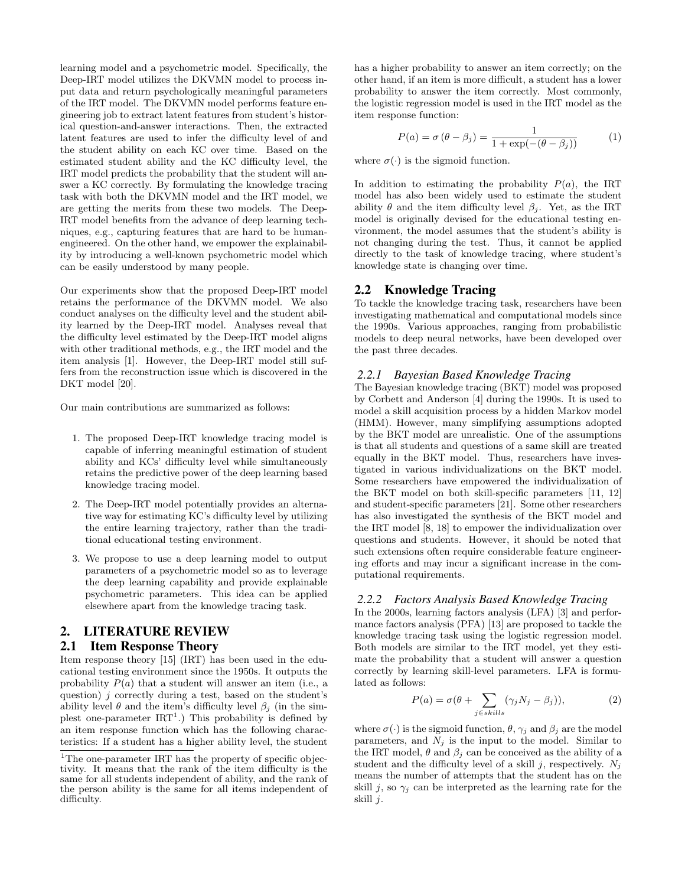learning model and a psychometric model. Specifically, the Deep-IRT model utilizes the DKVMN model to process input data and return psychologically meaningful parameters of the IRT model. The DKVMN model performs feature engineering job to extract latent features from student's historical question-and-answer interactions. Then, the extracted latent features are used to infer the difficulty level of and the student ability on each KC over time. Based on the estimated student ability and the KC difficulty level, the IRT model predicts the probability that the student will answer a KC correctly. By formulating the knowledge tracing task with both the DKVMN model and the IRT model, we are getting the merits from these two models. The Deep-IRT model benefits from the advance of deep learning techniques, e.g., capturing features that are hard to be human-engineered. On the other hand, we empower the explainability by introducing a well-known psychometric model which can be easily understood by many people.

Our experiments show that the proposed Deep-IRT model retains the performance of the DKVMN model. We also conduct analyses on the difficulty level and the student ability learned by the Deep-IRT model. Analyses reveal that the difficulty level estimated by the Deep-IRT model aligns with other traditional methods, e.g., the IRT model and the item analysis [1]. However, the Deep-IRT model still suffers from the reconstruction issue which is discovered in the DKT model [20].

Our main contributions are summarized as follows:

1. The proposed Deep-IRT knowledge tracing model is capable of inferring meaningful estimation of student ability and KCs' difficulty level while simultaneously retains the predictive power of the deep learning based knowledge tracing model.
2. The Deep-IRT model potentially provides an alternative way for estimating KC's difficulty level by utilizing the entire learning trajectory, rather than the traditional educational testing environment.
3. We propose to use a deep learning model to output parameters of a psychometric model so as to leverage the deep learning capability and provide explainable psychometric parameters. This idea can be applied elsewhere apart from the knowledge tracing task.

## 2. LITERATURE REVIEW

### 2.1 Item Response Theory

Item response theory [15] (IRT) has been used in the educational testing environment since the 1950s. It outputs the probability $P(a)$ that a student will answer an item (i.e., a question) $j$ correctly during a test, based on the student's ability level $\theta$ and the item's difficulty level $\beta_j$ (in the simplest one-parameter IRT[1].) This probability is defined by an item response function which has the following characteristics: If a student has a higher ability level, the student has a higher probability to answer an item correctly; on the other hand, if an item is more difficult, a student has a lower probability to answer the item correctly. Most commonly, the logistic regression model is used in the IRT model as the item response function:

$$P(a) = \sigma\left(\theta - \beta_j\right) = \frac{1}{1 + \exp(-(\theta - \beta_j))} \tag{1}$$

where $\sigma(\cdot)$ is the sigmoid function.

In addition to estimating the probability $P(a)$, the IRT model has also been widely used to estimate the student ability $\theta$ and the item difficulty level $\beta_j$. Yet, as the IRT model is originally devised for the educational testing environment, the model assumes that the student's ability is not changing during the test. Thus, it cannot be applied directly to the task of knowledge tracing, where student's knowledge state is changing over time.

### 2.2 Knowledge Tracing

To tackle the knowledge tracing task, researchers have been investigating mathematical and computational models since the 1990s. Various approaches, ranging from probabilistic models to deep neural networks, have been developed over the past three decades.

#### 2.2.1 Bayesian Based Knowledge Tracing

The Bayesian knowledge tracing (BKT) model was proposed by Corbett and Anderson [4] during the 1990s. It is used to model a skill acquisition process by a hidden Markov model (HMM). However, many simplifying assumptions adopted by the BKT model are unrealistic. One of the assumptions is that all students and questions of a same skill are treated equally in the BKT model. Thus, researchers have investigated in various individualizations on the BKT model. Some researchers have empowered the individualization of the BKT model on both skill-specific parameters [11, 12] and student-specific parameters [21]. Some other researchers has also investigated the synthesis of the BKT model and the IRT model [8, 18] to empower the individualization over questions and students. However, it should be noted that such extensions often require considerable feature engineering efforts and may incur a significant increase in the computational requirements.

#### 2.2.2 Factors Analysis Based Knowledge Tracing

In the 2000s, learning factors analysis (LFA) [3] and performance factors analysis (PFA) [13] are proposed to tackle the knowledge tracing task using the logistic regression model. Both models are similar to the IRT model, yet they estimate the probability that a student will answer a question correctly by learning skill-level parameters. LFA is formulated as follows:

$$P(a) = \sigma(\theta + \sum_{j \in skills} (\gamma_j N_j - \beta_j)), \tag{2}$$

where $\sigma(\cdot)$ is the sigmoid function, $\theta$, $\gamma_j$ and $\beta_j$ are the model parameters, and $N_j$ is the input to the model. Similar to the IRT model, $\theta$ and $\beta_j$ can be conceived as the ability of a student and the difficulty level of a skill $j$, respectively. $N_j$ means the number of attempts that the student has on the skill $j$, so $\gamma_j$ can be interpreted as the learning rate for the skill $j$.

[1]The one-parameter IRT has the property of specific objectivity. It means that the rank of the item difficulty is the same for all students independent of ability, and the rank of the person ability is the same for all items independent of difficulty.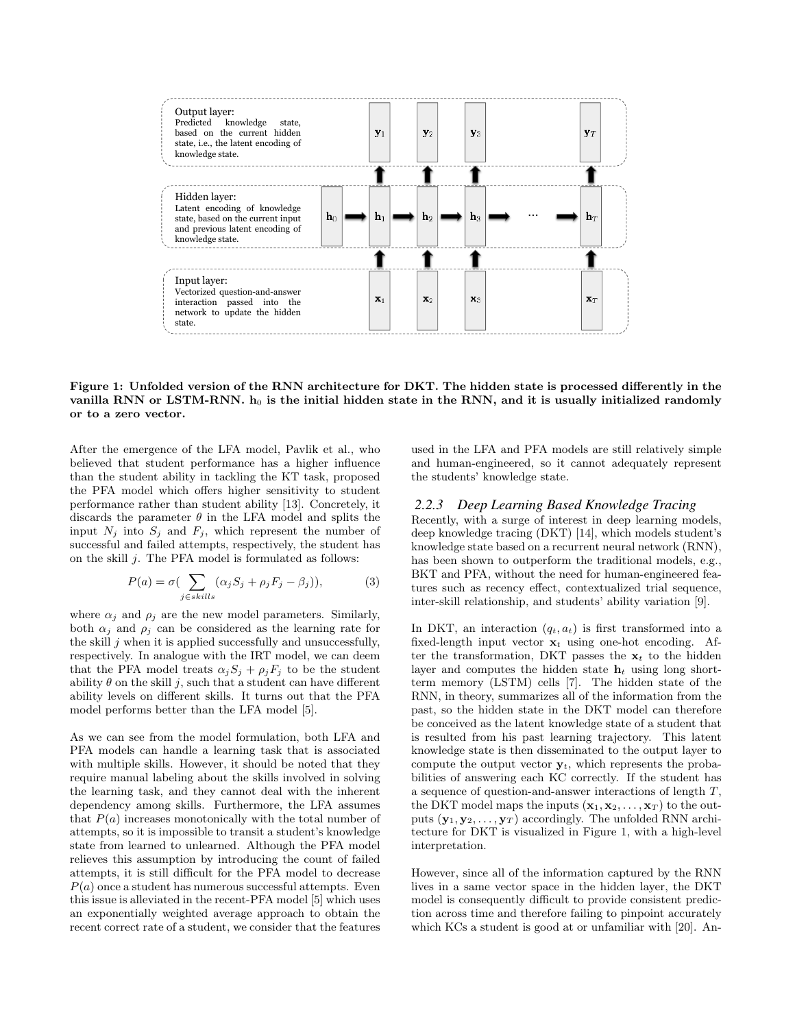Output layer:
Predicted knowledge state, based on the current hidden state, i.e., the latent encoding of knowledge state.

Hidden layer:
Latent encoding of knowledge state, based on the current input and previous latent encoding of knowledge state.

Input layer:
Vectorized question-and-answer interaction passed into the network to update the hidden state.

**Figure 1: Unfolded version of the RNN architecture for DKT. The hidden state is processed differently in the vanilla RNN or LSTM-RNN. $\mathbf{h}_0$ is the initial hidden state in the RNN, and it is usually initialized randomly or to a zero vector.**

After the emergence of the LFA model, Pavlik et al., who believed that student performance has a higher influence than the student ability in tackling the KT task, proposed the PFA model which offers higher sensitivity to student performance rather than student ability [13]. Concretely, it discards the parameter $\theta$ in the LFA model and splits the input $N_j$ into $S_j$ and $F_j$, which represent the number of successful and failed attempts, respectively, the student has on the skill $j$. The PFA model is formulated as follows:

$$P(a) = \sigma(\sum_{j \in skills} (\alpha_j S_j + \rho_j F_j - \beta_j)), \tag{3}$$

where $\alpha_j$ and $\rho_j$ are the new model parameters. Similarly, both $\alpha_j$ and $\rho_j$ can be considered as the learning rate for the skill $j$ when it is applied successfully and unsuccessfully, respectively. In analogue with the IRT model, we can deem that the PFA model treats $\alpha_j S_j + \rho_j F_j$ to be the student ability $\theta$ on the skill $j$, such that a student can have different ability levels on different skills. It turns out that the PFA model performs better than the LFA model [5].

As we can see from the model formulation, both LFA and PFA models can handle a learning task that is associated with multiple skills. However, it should be noted that they require manual labeling about the skills involved in solving the learning task, and they cannot deal with the inherent dependency among skills. Furthermore, the LFA assumes that $P(a)$ increases monotonically with the total number of attempts, so it is impossible to transit a student's knowledge state from learned to unlearned. Although the PFA model relieves this assumption by introducing the count of failed attempts, it is still difficult for the PFA model to decrease $P(a)$ once a student has numerous successful attempts. Even this issue is alleviated in the recent-PFA model [5] which uses an exponentially weighted average approach to obtain the recent correct rate of a student, we consider that the features used in the LFA and PFA models are still relatively simple and human-engineered, so it cannot adequately represent the students' knowledge state.

### *2.2.3 Deep Learning Based Knowledge Tracing*

Recently, with a surge of interest in deep learning models, deep knowledge tracing (DKT) [14], which models student's knowledge state based on a recurrent neural network (RNN), has been shown to outperform the traditional models, e.g., BKT and PFA, without the need for human-engineered features such as recency effect, contextualized trial sequence, inter-skill relationship, and students' ability variation [9].

In DKT, an interaction $(q_t, a_t)$ is first transformed into a fixed-length input vector $\mathbf{x}_t$ using one-hot encoding. After the transformation, DKT passes the $\mathbf{x}_t$ to the hidden layer and computes the hidden state $\mathbf{h}_t$ using long short-term memory (LSTM) cells [7]. The hidden state of the RNN, in theory, summarizes all of the information from the past, so the hidden state in the DKT model can therefore be conceived as the latent knowledge state of a student that is resulted from his past learning trajectory. This latent knowledge state is then disseminated to the output layer to compute the output vector $\mathbf{y}_t$, which represents the probabilities of answering each KC correctly. If the student has a sequence of question-and-answer interactions of length $T$, the DKT model maps the inputs $(\mathbf{x}_1, \mathbf{x}_2, \ldots, \mathbf{x}_T)$ to the outputs $(\mathbf{y}_1, \mathbf{y}_2, \ldots, \mathbf{y}_T)$ accordingly. The unfolded RNN architecture for DKT is visualized in Figure 1, with a high-level interpretation.

However, since all of the information captured by the RNN lives in a same vector space in the hidden layer, the DKT model is consequently difficult to provide consistent prediction across time and therefore failing to pinpoint accurately which KCs a student is good at or unfamiliar with [20]. An-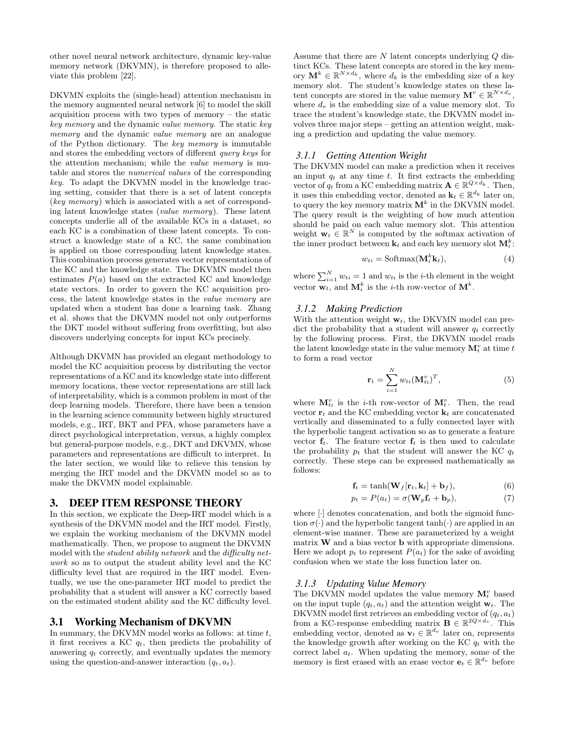other novel neural network architecture, dynamic key-value memory network (DKVMN), is therefore proposed to alleviate this problem [22].

DKVMN exploits the (single-head) attention mechanism in the memory augmented neural network [6] to model the skill acquisition process with two types of memory – the static *key memory* and the dynamic *value memory*. The static *key memory* and the dynamic *value memory* are an analogue of the Python dictionary. The *key memory* is immutable and stores the embedding vectors of different *query keys* for the attention mechanism; while the *value memory* is mutable and stores the *numerical values* of the corresponding *key*. To adapt the DKVMN model in the knowledge tracing setting, consider that there is a set of latent concepts (*key memory*) which is associated with a set of corresponding latent knowledge states (*value memory*). These latent concepts underlie all of the available KCs in a dataset, so each KC is a combination of these latent concepts. To construct a knowledge state of a KC, the same combination is applied on those corresponding latent knowledge states. This combination process generates vector representations of the KC and the knowledge state. The DKVMN model then estimates $P(a)$ based on the extracted KC and knowledge state vectors. In order to govern the KC acquisition process, the latent knowledge states in the *value memory* are updated when a student has done a learning task. Zhang et al. shows that the DKVMN model not only outperforms the DKT model without suffering from overfitting, but also discovers underlying concepts for input KCs precisely.

Although DKVMN has provided an elegant methodology to model the KC acquisition process by distributing the vector representations of a KC and its knowledge state into different memory locations, these vector representations are still lack of interpretability, which is a common problem in most of the deep learning models. Therefore, there have been a tension in the learning science community between highly structured models, e.g., IRT, BKT and PFA, whose parameters have a direct psychological interpretation, versus, a highly complex but general-purpose models, e.g., DKT and DKVMN, whose parameters and representations are difficult to interpret. In the later section, we would like to relieve this tension by merging the IRT model and the DKVMN model so as to make the DKVMN model explainable.

## 3. DEEP ITEM RESPONSE THEORY

In this section, we explicate the Deep-IRT model which is a synthesis of the DKVMN model and the IRT model. Firstly, we explain the working mechanism of the DKVMN model mathematically. Then, we propose to augment the DKVMN model with the *student ability network* and the *difficulty network* so as to output the student ability level and the KC difficulty level that are required in the IRT model. Eventually, we use the one-parameter IRT model to predict the probability that a student will answer a KC correctly based on the estimated student ability and the KC difficulty level.

### 3.1 Working Mechanism of DKVMN

In summary, the DKVMN model works as follows: at time $t$, it first receives a KC $q_t$, then predicts the probability of answering $q_t$ correctly, and eventually updates the memory using the question-and-answer interaction $(q_t, a_t)$.

Assume that there are $N$ latent concepts underlying $Q$ distinct KCs. These latent concepts are stored in the key memory $\mathbf{M}^k \in \mathbb{R}^{N \times d_k}$, where $d_k$ is the embedding size of a key memory slot. The student's knowledge states on these latent concepts are stored in the value memory $\mathbf{M}^v \in \mathbb{R}^{N \times d_v}$, where $d_v$ is the embedding size of a value memory slot. To trace the student's knowledge state, the DKVMN model involves three major steps – getting an attention weight, making a prediction and updating the value memory.

#### 3.1.1 Getting Attention Weight

The DKVMN model can make a prediction when it receives an input $q_t$ at any time $t$. It first extracts the embedding vector of $q_t$ from a KC embedding matrix $\mathbf{A} \in \mathbb{R}^{Q \times d_k}$. Then, it uses this embedding vector, denoted as $\mathbf{k}_t \in \mathbb{R}^{d_k}$ later on, to query the key memory matrix $\mathbf{M}^k$ in the DKVMN model. The query result is the weighting of how much attention should be paid on each value memory slot. This attention weight $\mathbf{w}_t \in \mathbb{R}^N$ is computed by the softmax activation of the inner product between $\mathbf{k}_t$ and each key memory slot $\mathbf{M}^k_i$:

$$w_{ti} = \text{Softmax}(\mathbf{M}^k_i \mathbf{k}_t), \tag{4}$$

where $\sum_{i=1}^{N} w_{ti} = 1$ and $w_{ti}$ is the $i$-th element in the weight vector $\mathbf{w}_t$, and $\mathbf{M}^k_i$ is the $i$-th row-vector of $\mathbf{M}^k$.

#### 3.1.2 Making Prediction

With the attention weight $\mathbf{w}_t$, the DKVMN model can predict the probability that a student will answer $q_t$ correctly by the following process. First, the DKVMN model reads the latent knowledge state in the value memory $\mathbf{M}^v_t$ at time $t$ to form a read vector

$$\mathbf{r}_t = \sum_{i=1}^{N} w_{ti} (\mathbf{M}^v_{ti})^T, \tag{5}$$

where $\mathbf{M}^v_{ti}$ is the $i$-th row-vector of $\mathbf{M}^v_t$. Then, the read vector $\mathbf{r}_t$ and the KC embedding vector $\mathbf{k}_t$ are concatenated vertically and disseminated to a fully connected layer with the hyperbolic tangent activation so as to generate a feature vector $\mathbf{f}_t$. The feature vector $\mathbf{f}_t$ is then used to calculate the probability $p_t$ that the student will answer the KC $q_t$ correctly. These steps can be expressed mathematically as follows:

$$\mathbf{f}_t = \tanh(\mathbf{W}_f [\mathbf{r}_t, \mathbf{k}_t] + \mathbf{b}_f), \tag{6}$$

$$p_t = P(a_t) = \sigma(\mathbf{W}_p \mathbf{f}_t + \mathbf{b}_p), \tag{7}$$

where $[\cdot]$ denotes concatenation, and both the sigmoid function $\sigma(\cdot)$ and the hyperbolic tangent $\tanh(\cdot)$ are applied in an element-wise manner. These are parameterized by a weight matrix $\mathbf{W}$ and a bias vector $\mathbf{b}$ with appropriate dimensions. Here we adopt $p_t$ to represent $P(a_t)$ for the sake of avoiding confusion when we state the loss function later on.

#### 3.1.3 Updating Value Memory

The DKVMN model updates the value memory $\mathbf{M}^v_t$ based on the input tuple $(q_t, a_t)$ and the attention weight $\mathbf{w}_t$. The DKVMN model first retrieves an embedding vector of $(q_t, a_t)$ from a KC-response embedding matrix $\mathbf{B} \in \mathbb{R}^{2Q \times d_v}$. This embedding vector, denoted as $\mathbf{v}_t \in \mathbb{R}^{d_v}$ later on, represents the knowledge growth after working on the KC $q_t$ with the correct label $a_t$. When updating the memory, some of the memory is first erased with an erase vector $\mathbf{e}_t \in \mathbb{R}^{d_v}$ before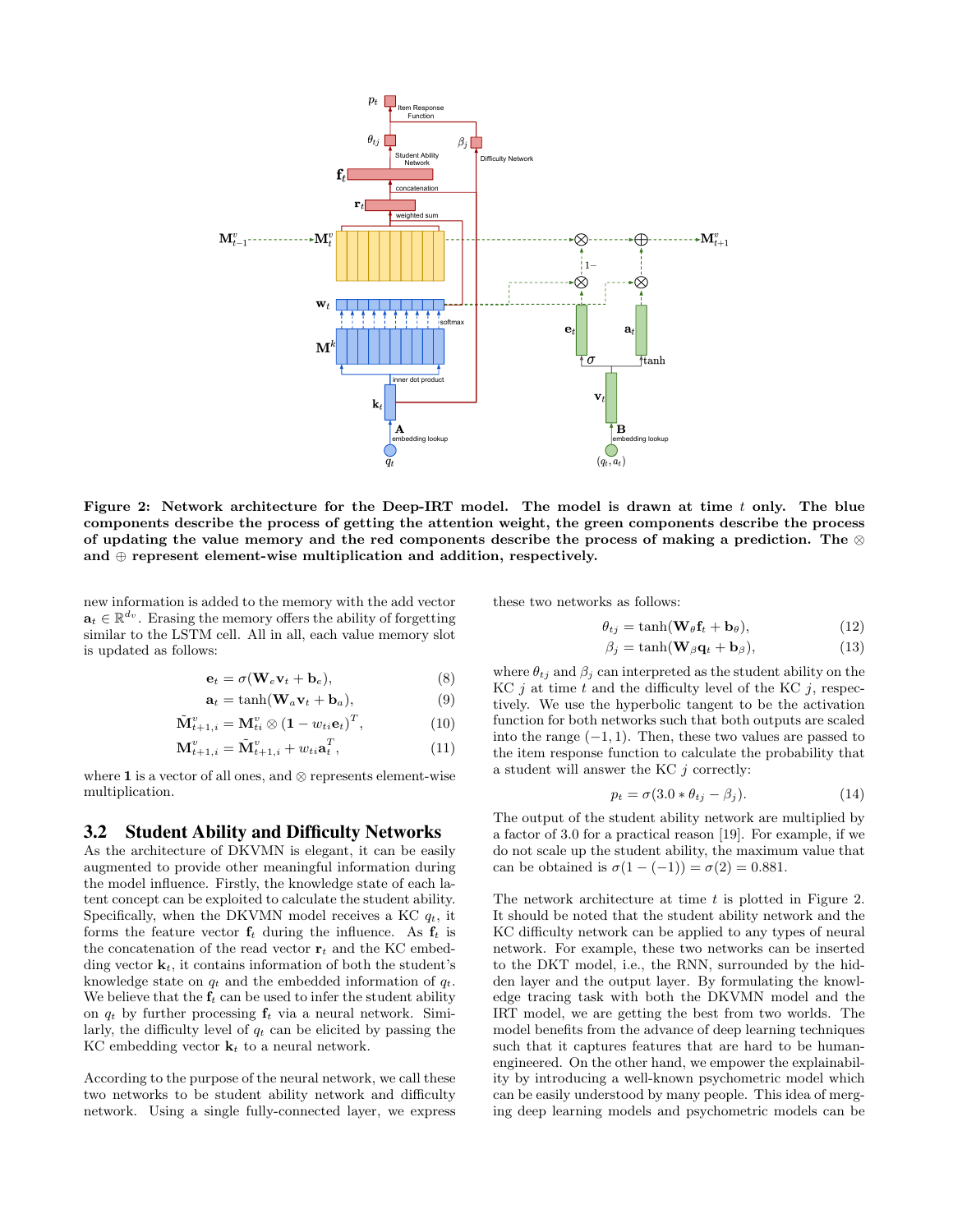**Figure 2: Network architecture for the Deep-IRT model. The model is drawn at time $t$ only. The blue components describe the process of getting the attention weight, the green components describe the process of updating the value memory and the red components describe the process of making a prediction. The $\otimes$ and $\oplus$ represent element-wise multiplication and addition, respectively.**

new information is added to the memory with the add vector $\mathbf{a}_t \in \mathbb{R}^{d_v}$. Erasing the memory offers the ability of forgetting similar to the LSTM cell. All in all, each value memory slot is updated as follows:

$$\mathbf{e}_t = \sigma(\mathbf{W}_e \mathbf{v}_t + \mathbf{b}_e), \tag{8}$$

$$\mathbf{a}_t = \tanh(\mathbf{W}_a \mathbf{v}_t + \mathbf{b}_a), \tag{9}$$

$$\tilde{\mathbf{M}}^v_{t+1,i} = \mathbf{M}^v_{ti} \otimes (\mathbf{1} - w_{ti}\mathbf{e}_t)^T, \tag{10}$$

$$\mathbf{M}^v_{t+1,i} = \tilde{\mathbf{M}}^v_{t+1,i} + w_{ti}\mathbf{a}^T_t, \tag{11}$$

where $\mathbf{1}$ is a vector of all ones, and $\otimes$ represents element-wise multiplication.

### 3.2 Student Ability and Difficulty Networks

As the architecture of DKVMN is elegant, it can be easily augmented to provide other meaningful information during the model influence. Firstly, the knowledge state of each latent concept can be exploited to calculate the student ability. Specifically, when the DKVMN model receives a KC $q_t$, it forms the feature vector $\mathbf{f}_t$ during the influence. As $\mathbf{f}_t$ is the concatenation of the read vector $\mathbf{r}_t$ and the KC embedding vector $\mathbf{k}_t$, it contains information of both the student's knowledge state on $q_t$ and the embedded information of $q_t$. We believe that the $\mathbf{f}_t$ can be used to infer the student ability on $q_t$ by further processing $\mathbf{f}_t$ via a neural network. Similarly, the difficulty level of $q_t$ can be elicited by passing the KC embedding vector $\mathbf{k}_t$ to a neural network.

According to the purpose of the neural network, we call these two networks to be student ability network and difficulty network. Using a single fully-connected layer, we express these two networks as follows:

$$\theta_{tj} = \tanh(\mathbf{W}_\theta \mathbf{f}_t + \mathbf{b}_\theta), \tag{12}$$

$$\beta_j = \tanh(\mathbf{W}_\beta \mathbf{q}_t + \mathbf{b}_\beta), \tag{13}$$

where $\theta_{tj}$ and $\beta_j$ can interpreted as the student ability on the KC $j$ at time $t$ and the difficulty level of the KC $j$, respectively. We use the hyperbolic tangent to be the activation function for both networks such that both outputs are scaled into the range $(-1, 1)$. Then, these two values are passed to the item response function to calculate the probability that a student will answer the KC $j$ correctly:

$$p_t = \sigma(3.0 * \theta_{tj} - \beta_j). \tag{14}$$

The output of the student ability network are multiplied by a factor of 3.0 for a practical reason [19]. For example, if we do not scale up the student ability, the maximum value that can be obtained is $\sigma(1 - (-1)) = \sigma(2) = 0.881$.

The network architecture at time $t$ is plotted in Figure 2. It should be noted that the student ability network and the KC difficulty network can be applied to any types of neural network. For example, these two networks can be inserted to the DKT model, i.e., the RNN, surrounded by the hidden layer and the output layer. By formulating the knowledge tracing task with both the DKVMN model and the IRT model, we are getting the best from two worlds. The model benefits from the advance of deep learning techniques such that it captures features that are hard to be human-engineered. On the other hand, we empower the explainability by introducing a well-known psychometric model which can be easily understood by many people. This idea of merging deep learning models and psychometric models can be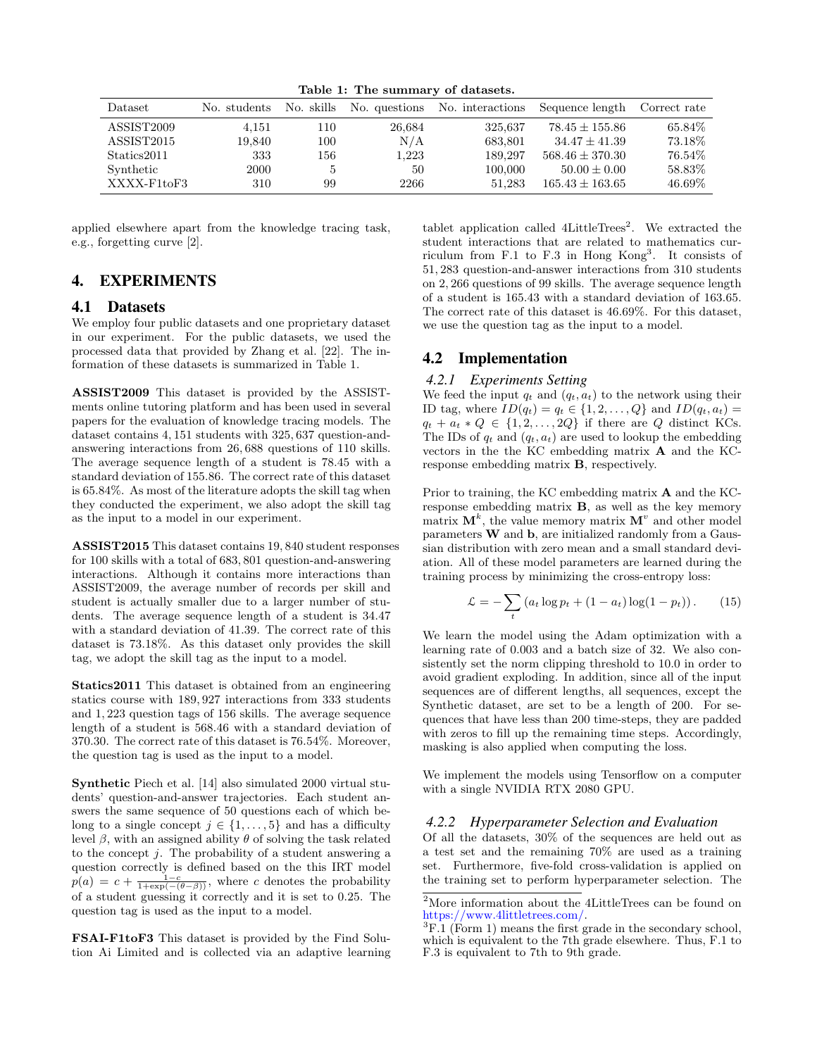**Table 1: The summary of datasets.**

| Dataset | No. students | No. skills | No. questions | No. interactions | Sequence length | Correct rate |
|---|---|---|---|---|---|---|
| ASSIST2009 | 4,151 | 110 | 26,684 | 325,637 | $78.45 \pm 155.86$ | 65.84% |
| ASSIST2015 | 19,840 | 100 | N/A | 683,801 | $34.47 \pm 41.39$ | 73.18% |
| Statics2011 | 333 | 156 | 1,223 | 189,297 | $568.46 \pm 370.30$ | 76.54% |
| Synthetic | 2000 | 5 | 50 | 100,000 | $50.00 \pm 0.00$ | 58.83% |
| XXXX-F1toF3 | 310 | 99 | 2266 | 51,283 | $165.43 \pm 163.65$ | 46.69% |

applied elsewhere apart from the knowledge tracing task, e.g., forgetting curve [2].

# 4. EXPERIMENTS

## 4.1 Datasets

We employ four public datasets and one proprietary dataset in our experiment. For the public datasets, we used the processed data that provided by Zhang et al. [22]. The information of these datasets is summarized in Table 1.

**ASSIST2009** This dataset is provided by the ASSISTments online tutoring platform and has been used in several papers for the evaluation of knowledge tracing models. The dataset contains 4,151 students with 325,637 question-and-answering interactions from 26,688 questions of 110 skills. The average sequence length of a student is 78.45 with a standard deviation of 155.86. The correct rate of this dataset is 65.84%. As most of the literature adopts the skill tag when they conducted the experiment, we also adopt the skill tag as the input to a model in our experiment.

**ASSIST2015** This dataset contains 19,840 student responses for 100 skills with a total of 683,801 question-and-answering interactions. Although it contains more interactions than ASSIST2009, the average number of records per skill and student is actually smaller due to a larger number of students. The average sequence length of a student is 34.47 with a standard deviation of 41.39. The correct rate of this dataset is 73.18%. As this dataset only provides the skill tag, we adopt the skill tag as the input to a model.

**Statics2011** This dataset is obtained from an engineering statics course with 189,927 interactions from 333 students and 1,223 question tags of 156 skills. The average sequence length of a student is 568.46 with a standard deviation of 370.30. The correct rate of this dataset is 76.54%. Moreover, the question tag is used as the input to a model.

**Synthetic** Piech et al. [14] also simulated 2000 virtual students' question-and-answer trajectories. Each student answers the same sequence of 50 questions each of which belong to a single concept $j \in \{1, \ldots, 5\}$ and has a difficulty level $\beta$, with an assigned ability $\theta$ of solving the task related to the concept $j$. The probability of a student answering a question correctly is defined based on the this IRT model $p(a) = c + \frac{1-c}{1+\exp(-(\theta-\beta))}$, where $c$ denotes the probability of a student guessing it correctly and it is set to 0.25. The question tag is used as the input to a model.

**FSAI-F1toF3** This dataset is provided by the Find Solution Ai Limited and is collected via an adaptive learning tablet application called 4LittleTrees[2]. We extracted the student interactions that are related to mathematics curriculum from F.1 to F.3 in Hong Kong[3]. It consists of 51,283 question-and-answer interactions from 310 students on 2,266 questions of 99 skills. The average sequence length of a student is 165.43 with a standard deviation of 163.65. The correct rate of this dataset is 46.69%. For this dataset, we use the question tag as the input to a model.

## 4.2 Implementation

### *4.2.1 Experiments Setting*

We feed the input $q_t$ and $(q_t, a_t)$ to the network using their ID tag, where $ID(q_t) = q_t \in \{1, 2, \ldots, Q\}$ and $ID(q_t, a_t) = q_t + a_t * Q \in \{1, 2, \ldots, 2Q\}$ if there are $Q$ distinct KCs. The IDs of $q_t$ and $(q_t, a_t)$ are used to lookup the embedding vectors in the the KC embedding matrix $\mathbf{A}$ and the KC-response embedding matrix $\mathbf{B}$, respectively.

Prior to training, the KC embedding matrix $\mathbf{A}$ and the KC-response embedding matrix $\mathbf{B}$, as well as the key memory matrix $\mathbf{M}^k$, the value memory matrix $\mathbf{M}^v$ and other model parameters $\mathbf{W}$ and $\mathbf{b}$, are initialized randomly from a Gaussian distribution with zero mean and a small standard deviation. All of these model parameters are learned during the training process by minimizing the cross-entropy loss:

$$\mathcal{L} = -\sum_t \left(a_t \log p_t + (1 - a_t) \log(1 - p_t)\right). \tag{15}$$

We learn the model using the Adam optimization with a learning rate of 0.003 and a batch size of 32. We also consistently set the norm clipping threshold to 10.0 in order to avoid gradient exploding. In addition, since all of the input sequences are of different lengths, all sequences, except the Synthetic dataset, are set to be a length of 200. For sequences that have less than 200 time-steps, they are padded with zeros to fill up the remaining time steps. Accordingly, masking is also applied when computing the loss.

We implement the models using Tensorflow on a computer with a single NVIDIA RTX 2080 GPU.

### *4.2.2 Hyperparameter Selection and Evaluation*

Of all the datasets, 30% of the sequences are held out as a test set and the remaining 70% are used as a training set. Furthermore, five-fold cross-validation is applied on the training set to perform hyperparameter selection. The

[2] More information about the 4LittleTrees can be found on https://www.4littletrees.com/.

[3] F.1 (Form 1) means the first grade in the secondary school, which is equivalent to the 7th grade elsewhere. Thus, F.1 to F.3 is equivalent to 7th to 9th grade.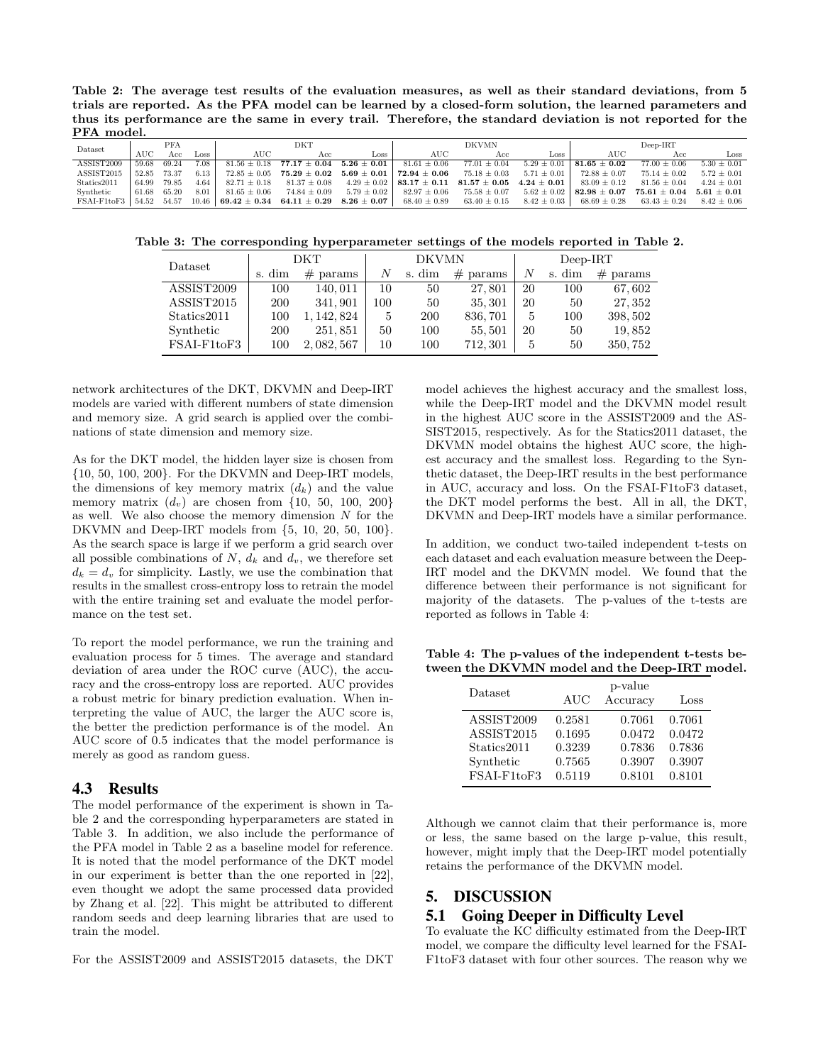**Table 2: The average test results of the evaluation measures, as well as their standard deviations, from 5 trials are reported. As the PFA model can be learned by a closed-form solution, the learned parameters and thus its performance are the same in every trail. Therefore, the standard deviation is not reported for the PFA model.**

| Dataset | PFA | | | DKT | | | DKVMN | | | Deep-IRT | | |
|---|---|---|---|---|---|---|---|---|---|---|---|---|
| | AUC | Acc | Loss | AUC | Acc | Loss | AUC | Acc | Loss | AUC | Acc | Loss |
| ASSIST2009 | 59.68 | 69.24 | 7.08 | 81.56 ± 0.18 | **77.17 ± 0.04** | **5.26 ± 0.01** | 81.61 ± 0.06 | 77.01 ± 0.04 | 5.29 ± 0.01 | **81.65 ± 0.02** | 77.00 ± 0.06 | 5.30 ± 0.01 |
| ASSIST2015 | 52.85 | 73.37 | 6.13 | 72.85 ± 0.05 | **75.29 ± 0.02** | **5.69 ± 0.01** | **72.94 ± 0.06** | 75.18 ± 0.03 | 5.71 ± 0.01 | 72.88 ± 0.07 | 75.14 ± 0.02 | 5.72 ± 0.01 |
| Statics2011 | 64.99 | 79.85 | 4.64 | 82.71 ± 0.18 | 81.37 ± 0.08 | 4.29 ± 0.02 | **83.17 ± 0.11** | **81.57 ± 0.05** | **4.24 ± 0.01** | 83.09 ± 0.12 | 81.56 ± 0.04 | 4.24 ± 0.01 |
| Synthetic | 61.68 | 65.20 | 8.01 | 81.65 ± 0.06 | 74.84 ± 0.09 | 5.79 ± 0.02 | 82.97 ± 0.06 | 75.58 ± 0.07 | 5.62 ± 0.02 | **82.98 ± 0.07** | **75.61 ± 0.04** | **5.61 ± 0.01** |
| FSAI-F1toF3 | 54.52 | 54.57 | 10.46 | **69.42 ± 0.34** | **64.11 ± 0.29** | **8.26 ± 0.07** | 68.40 ± 0.89 | 63.40 ± 0.15 | 8.42 ± 0.03 | 68.69 ± 0.28 | 63.43 ± 0.24 | 8.42 ± 0.06 |

**Table 3: The corresponding hyperparameter settings of the models reported in Table 2.**

| Dataset | DKT | | DKVMN | | | Deep-IRT | | |
|---|---|---|---|---|---|---|---|---|
| | s. dim | # params | $N$ | s. dim | # params | $N$ | s. dim | # params |
| ASSIST2009 | 100 | 140,011 | 10 | 50 | 27,801 | 20 | 100 | 67,602 |
| ASSIST2015 | 200 | 341,901 | 100 | 50 | 35,301 | 20 | 50 | 27,352 |
| Statics2011 | 100 | 1,142,824 | 5 | 200 | 836,701 | 5 | 100 | 398,502 |
| Synthetic | 200 | 251,851 | 50 | 100 | 55,501 | 20 | 50 | 19,852 |
| FSAI-F1toF3 | 100 | 2,082,567 | 10 | 100 | 712,301 | 5 | 50 | 350,752 |

network architectures of the DKT, DKVMN and Deep-IRT models are varied with different numbers of state dimension and memory size. A grid search is applied over the combinations of state dimension and memory size.

As for the DKT model, the hidden layer size is chosen from {10, 50, 100, 200}. For the DKVMN and Deep-IRT models, the dimensions of key memory matrix ($d_k$) and the value memory matrix ($d_v$) are chosen from {10, 50, 100, 200} as well. We also choose the memory dimension $N$ for the DKVMN and Deep-IRT models from {5, 10, 20, 50, 100}. As the search space is large if we perform a grid search over all possible combinations of $N$, $d_k$ and $d_v$, we therefore set $d_k = d_v$ for simplicity. Lastly, we use the combination that results in the smallest cross-entropy loss to retrain the model with the entire training set and evaluate the model performance on the test set.

To report the model performance, we run the training and evaluation process for 5 times. The average and standard deviation of area under the ROC curve (AUC), the accuracy and the cross-entropy loss are reported. AUC provides a robust metric for binary prediction evaluation. When interpreting the value of AUC, the larger the AUC score is, the better the prediction performance is of the model. An AUC score of 0.5 indicates that the model performance is merely as good as random guess.

## 4.3 Results

The model performance of the experiment is shown in Table 2 and the corresponding hyperparameters are stated in Table 3. In addition, we also include the performance of the PFA model in Table 2 as a baseline model for reference. It is noted that the model performance of the DKT model in our experiment is better than the one reported in [22], even thought we adopt the same processed data provided by Zhang et al. [22]. This might be attributed to different random seeds and deep learning libraries that are used to train the model.

For the ASSIST2009 and ASSIST2015 datasets, the DKT model achieves the highest accuracy and the smallest loss, while the Deep-IRT model and the DKVMN model result in the highest AUC score in the ASSIST2009 and the ASSIST2015, respectively. As for the Statics2011 dataset, the DKVMN model obtains the highest AUC score, the highest accuracy and the smallest loss. Regarding to the Synthetic dataset, the Deep-IRT results in the best performance in AUC, accuracy and loss. On the FSAI-F1toF3 dataset, the DKT model performs the best. All in all, the DKT, DKVMN and Deep-IRT models have a similar performance.

In addition, we conduct two-tailed independent t-tests on each dataset and each evaluation measure between the Deep-IRT model and the DKVMN model. We found that the difference between their performance is not significant for majority of the datasets. The p-values of the t-tests are reported as follows in Table 4:

**Table 4: The p-values of the independent t-tests between the DKVMN model and the Deep-IRT model.**

| Dataset | p-value | | |
|---|---|---|---|
| | AUC | Accuracy | Loss |
| ASSIST2009 | 0.2581 | 0.7061 | 0.7061 |
| ASSIST2015 | 0.1695 | 0.0472 | 0.0472 |
| Statics2011 | 0.3239 | 0.7836 | 0.7836 |
| Synthetic | 0.7565 | 0.3907 | 0.3907 |
| FSAI-F1toF3 | 0.5119 | 0.8101 | 0.8101 |

Although we cannot claim that their performance is, more or less, the same based on the large p-value, this result, however, might imply that the Deep-IRT model potentially retains the performance of the DKVMN model.

# 5. DISCUSSION

## 5.1 Going Deeper in Difficulty Level

To evaluate the KC difficulty estimated from the Deep-IRT model, we compare the difficulty level learned for the FSAI-F1toF3 dataset with four other sources. The reason why we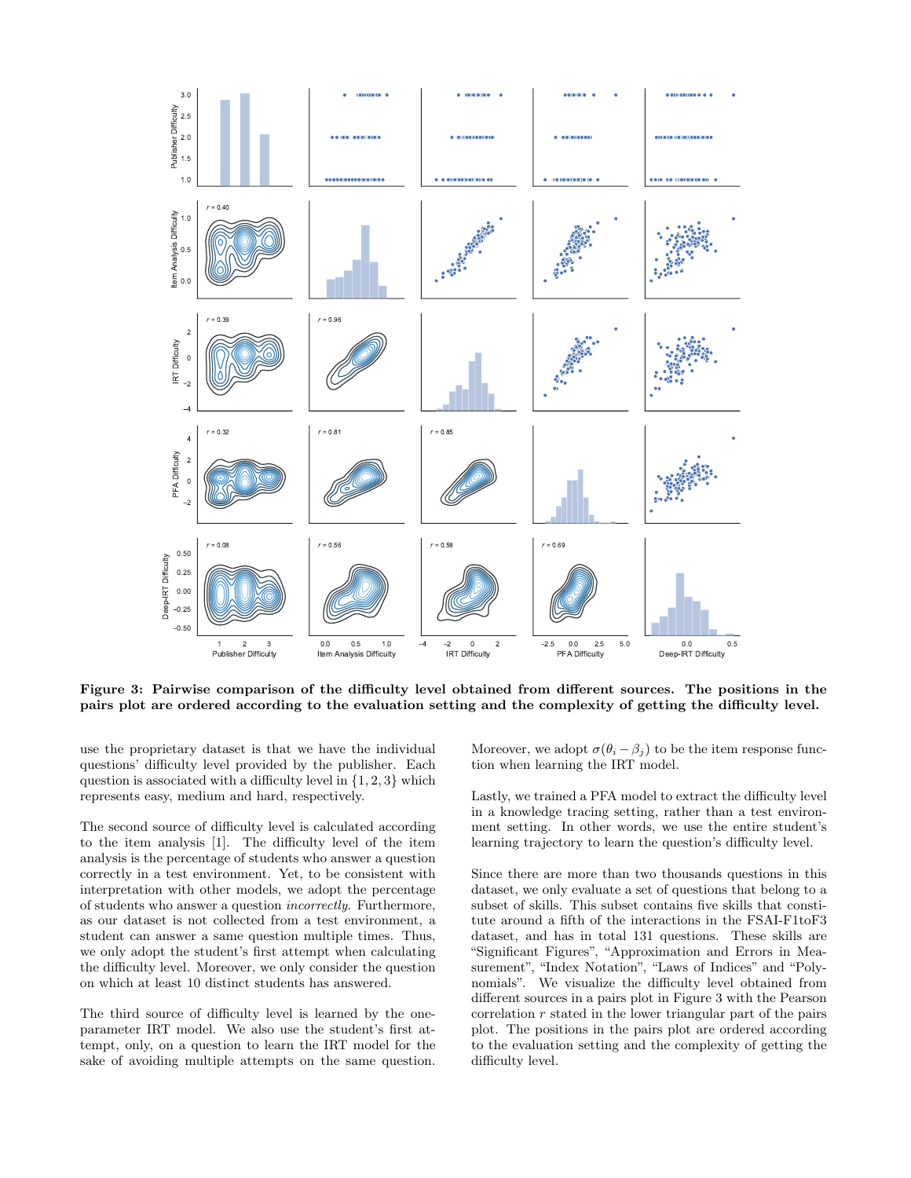**Figure 3: Pairwise comparison of the difficulty level obtained from different sources. The positions in the pairs plot are ordered according to the evaluation setting and the complexity of getting the difficulty level.**

use the proprietary dataset is that we have the individual questions' difficulty level provided by the publisher. Each question is associated with a difficulty level in $\{1, 2, 3\}$ which represents easy, medium and hard, respectively.

The second source of difficulty level is calculated according to the item analysis [1]. The difficulty level of the item analysis is the percentage of students who answer a question correctly in a test environment. Yet, to be consistent with interpretation with other models, we adopt the percentage of students who answer a question *incorrectly*. Furthermore, as our dataset is not collected from a test environment, a student can answer a same question multiple times. Thus, we only adopt the student's first attempt when calculating the difficulty level. Moreover, we only consider the question on which at least 10 distinct students has answered.

The third source of difficulty level is learned by the one-parameter IRT model. We also use the student's first attempt, only, on a question to learn the IRT model for the sake of avoiding multiple attempts on the same question. Moreover, we adopt $\sigma(\theta_i - \beta_j)$ to be the item response function when learning the IRT model.

Lastly, we trained a PFA model to extract the difficulty level in a knowledge tracing setting, rather than a test environment setting. In other words, we use the entire student's learning trajectory to learn the question's difficulty level.

Since there are more than two thousands questions in this dataset, we only evaluate a set of questions that belong to a subset of skills. This subset contains five skills that constitute around a fifth of the interactions in the FSAI-F1toF3 dataset, and has in total 131 questions. These skills are "Significant Figures", "Approximation and Errors in Measurement", "Index Notation", "Laws of Indices" and "Polynomials". We visualize the difficulty level obtained from different sources in a pairs plot in Figure 3 with the Pearson correlation $r$ stated in the lower triangular part of the pairs plot. The positions in the pairs plot are ordered according to the evaluation setting and the complexity of getting the difficulty level.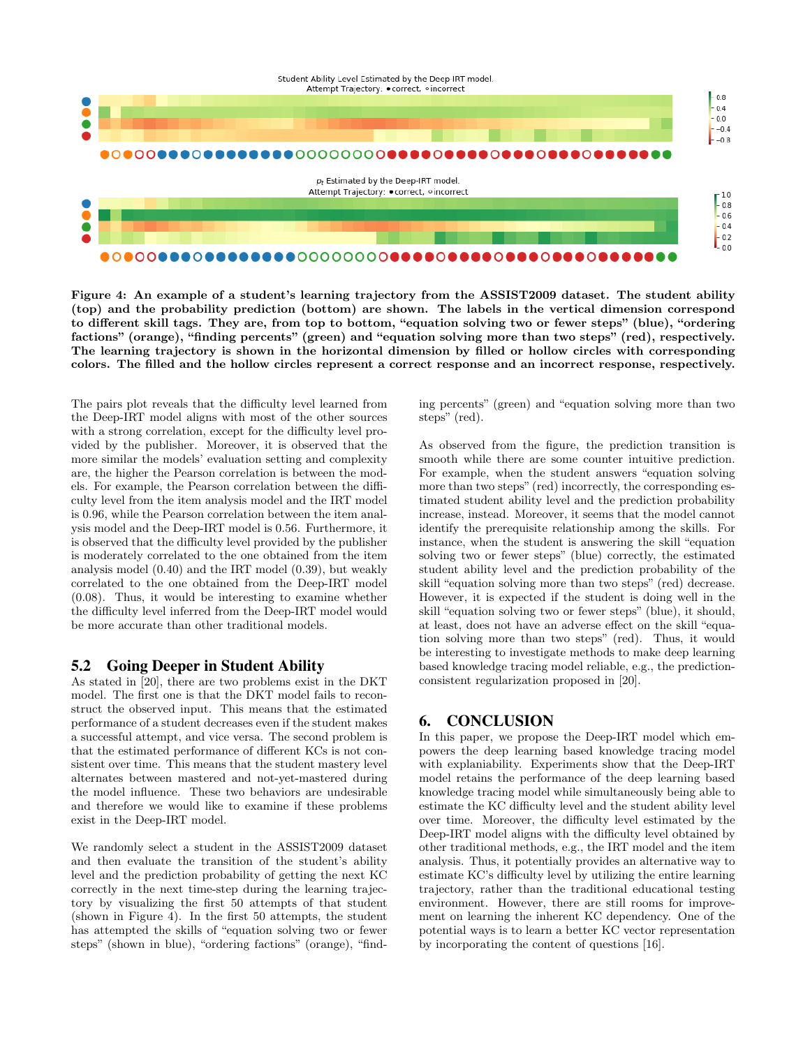**Figure 4: An example of a student's learning trajectory from the ASSIST2009 dataset. The student ability (top) and the probability prediction (bottom) are shown. The labels in the vertical dimension correspond to different skill tags. They are, from top to bottom, "equation solving two or fewer steps" (blue), "ordering factions" (orange), "finding percents" (green) and "equation solving more than two steps" (red), respectively. The learning trajectory is shown in the horizontal dimension by filled or hollow circles with corresponding colors. The filled and the hollow circles represent a correct response and an incorrect response, respectively.**

The pairs plot reveals that the difficulty level learned from the Deep-IRT model aligns with most of the other sources with a strong correlation, except for the difficulty level provided by the publisher. Moreover, it is observed that the more similar the models' evaluation setting and complexity are, the higher the Pearson correlation is between the models. For example, the Pearson correlation between the difficulty level from the item analysis model and the IRT model is 0.96, while the Pearson correlation between the item analysis model and the Deep-IRT model is 0.56. Furthermore, it is observed that the difficulty level provided by the publisher is moderately correlated to the one obtained from the item analysis model (0.40) and the IRT model (0.39), but weakly correlated to the one obtained from the Deep-IRT model (0.08). Thus, it would be interesting to examine whether the difficulty level inferred from the Deep-IRT model would be more accurate than other traditional models.

## 5.2 Going Deeper in Student Ability

As stated in [20], there are two problems exist in the DKT model. The first one is that the DKT model fails to reconstruct the observed input. This means that the estimated performance of a student decreases even if the student makes a successful attempt, and vice versa. The second problem is that the estimated performance of different KCs is not consistent over time. This means that the student mastery level alternates between mastered and not-yet-mastered during the model influence. These two behaviors are undesirable and therefore we would like to examine if these problems exist in the Deep-IRT model.

We randomly select a student in the ASSIST2009 dataset and then evaluate the transition of the student's ability level and the prediction probability of getting the next KC correctly in the next time-step during the learning trajectory by visualizing the first 50 attempts of that student (shown in Figure 4). In the first 50 attempts, the student has attempted the skills of "equation solving two or fewer steps" (shown in blue), "ordering factions" (orange), "finding percents" (green) and "equation solving more than two steps" (red).

As observed from the figure, the prediction transition is smooth while there are some counter intuitive prediction. For example, when the student answers "equation solving more than two steps" (red) incorrectly, the corresponding estimated student ability level and the prediction probability increase, instead. Moreover, it seems that the model cannot identify the prerequisite relationship among the skills. For instance, when the student is answering the skill "equation solving two or fewer steps" (blue) correctly, the estimated student ability level and the prediction probability of the skill "equation solving more than two steps" (red) decrease. However, it is expected if the student is doing well in the skill "equation solving two or fewer steps" (blue), it should, at least, does not have an adverse effect on the skill "equation solving more than two steps" (red). Thus, it would be interesting to investigate methods to make deep learning based knowledge tracing model reliable, e.g., the prediction-consistent regularization proposed in [20].

# 6. CONCLUSION

In this paper, we propose the Deep-IRT model which empowers the deep learning based knowledge tracing model with explaniability. Experiments show that the Deep-IRT model retains the performance of the deep learning based knowledge tracing model while simultaneously being able to estimate the KC difficulty level and the student ability level over time. Moreover, the difficulty level estimated by the Deep-IRT model aligns with the difficulty level obtained by other traditional methods, e.g., the IRT model and the item analysis. Thus, it potentially provides an alternative way to estimate KC's difficulty level by utilizing the entire learning trajectory, rather than the traditional educational testing environment. However, there are still rooms for improvement on learning the inherent KC dependency. One of the potential ways is to learn a better KC vector representation by incorporating the content of questions [16].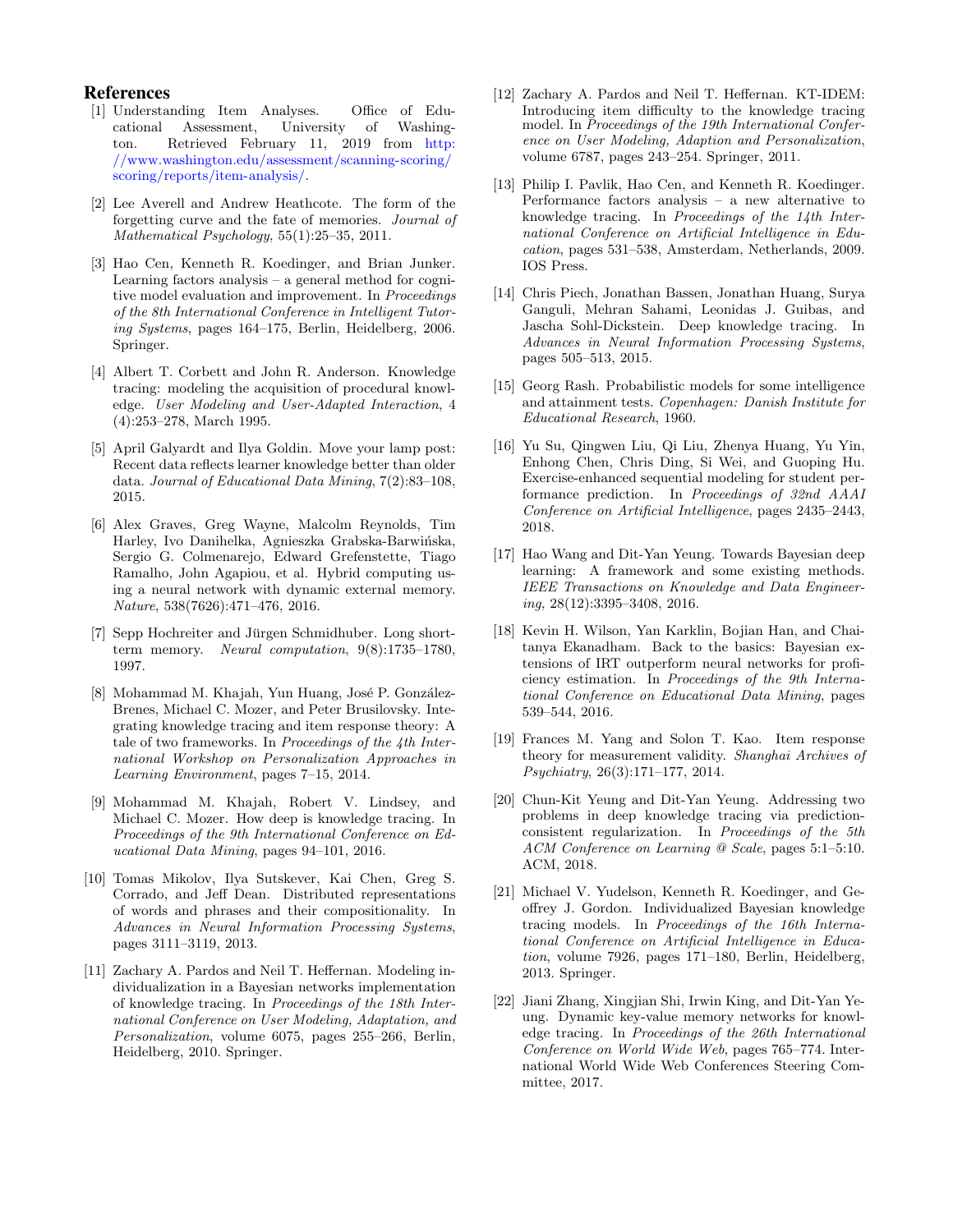# References

[1] Understanding Item Analyses. Office of Educational Assessment, University of Washington. Retrieved February 11, 2019 from http://www.washington.edu/assessment/scanning-scoring/scoring/reports/item-analysis/.

[2] Lee Averell and Andrew Heathcote. The form of the forgetting curve and the fate of memories. *Journal of Mathematical Psychology*, 55(1):25–35, 2011.

[3] Hao Cen, Kenneth R. Koedinger, and Brian Junker. Learning factors analysis – a general method for cognitive model evaluation and improvement. In *Proceedings of the 8th International Conference in Intelligent Tutoring Systems*, pages 164–175, Berlin, Heidelberg, 2006. Springer.

[4] Albert T. Corbett and John R. Anderson. Knowledge tracing: modeling the acquisition of procedural knowledge. *User Modeling and User-Adapted Interaction*, 4 (4):253–278, March 1995.

[5] April Galyardt and Ilya Goldin. Move your lamp post: Recent data reflects learner knowledge better than older data. *Journal of Educational Data Mining*, 7(2):83–108, 2015.

[6] Alex Graves, Greg Wayne, Malcolm Reynolds, Tim Harley, Ivo Danihelka, Agnieszka Grabska-Barwińska, Sergio G. Colmenarejo, Edward Grefenstette, Tiago Ramalho, John Agapiou, et al. Hybrid computing using a neural network with dynamic external memory. *Nature*, 538(7626):471–476, 2016.

[7] Sepp Hochreiter and Jürgen Schmidhuber. Long short-term memory. *Neural computation*, 9(8):1735–1780, 1997.

[8] Mohammad M. Khajah, Yun Huang, José P. González-Brenes, Michael C. Mozer, and Peter Brusilovsky. Integrating knowledge tracing and item response theory: A tale of two frameworks. In *Proceedings of the 4th International Workshop on Personalization Approaches in Learning Environment*, pages 7–15, 2014.

[9] Mohammad M. Khajah, Robert V. Lindsey, and Michael C. Mozer. How deep is knowledge tracing. In *Proceedings of the 9th International Conference on Educational Data Mining*, pages 94–101, 2016.

[10] Tomas Mikolov, Ilya Sutskever, Kai Chen, Greg S. Corrado, and Jeff Dean. Distributed representations of words and phrases and their compositionality. In *Advances in Neural Information Processing Systems*, pages 3111–3119, 2013.

[11] Zachary A. Pardos and Neil T. Heffernan. Modeling individualization in a Bayesian networks implementation of knowledge tracing. In *Proceedings of the 18th International Conference on User Modeling, Adaptation, and Personalization*, volume 6075, pages 255–266, Berlin, Heidelberg, 2010. Springer.

[12] Zachary A. Pardos and Neil T. Heffernan. KT-IDEM: Introducing item difficulty to the knowledge tracing model. In *Proceedings of the 19th International Conference on User Modeling, Adaption and Personalization*, volume 6787, pages 243–254. Springer, 2011.

[13] Philip I. Pavlik, Hao Cen, and Kenneth R. Koedinger. Performance factors analysis – a new alternative to knowledge tracing. In *Proceedings of the 14th International Conference on Artificial Intelligence in Education*, pages 531–538, Amsterdam, Netherlands, 2009. IOS Press.

[14] Chris Piech, Jonathan Bassen, Jonathan Huang, Surya Ganguli, Mehran Sahami, Leonidas J. Guibas, and Jascha Sohl-Dickstein. Deep knowledge tracing. In *Advances in Neural Information Processing Systems*, pages 505–513, 2015.

[15] Georg Rash. Probabilistic models for some intelligence and attainment tests. *Copenhagen: Danish Institute for Educational Research*, 1960.

[16] Yu Su, Qingwen Liu, Qi Liu, Zhenya Huang, Yu Yin, Enhong Chen, Chris Ding, Si Wei, and Guoping Hu. Exercise-enhanced sequential modeling for student performance prediction. In *Proceedings of 32nd AAAI Conference on Artificial Intelligence*, pages 2435–2443, 2018.

[17] Hao Wang and Dit-Yan Yeung. Towards Bayesian deep learning: A framework and some existing methods. *IEEE Transactions on Knowledge and Data Engineering*, 28(12):3395–3408, 2016.

[18] Kevin H. Wilson, Yan Karklin, Bojian Han, and Chaitanya Ekanadham. Back to the basics: Bayesian extensions of IRT outperform neural networks for proficiency estimation. In *Proceedings of the 9th International Conference on Educational Data Mining*, pages 539–544, 2016.

[19] Frances M. Yang and Solon T. Kao. Item response theory for measurement validity. *Shanghai Archives of Psychiatry*, 26(3):171–177, 2014.

[20] Chun-Kit Yeung and Dit-Yan Yeung. Addressing two problems in deep knowledge tracing via prediction-consistent regularization. In *Proceedings of the 5th ACM Conference on Learning @ Scale*, pages 5:1–5:10. ACM, 2018.

[21] Michael V. Yudelson, Kenneth R. Koedinger, and Geoffrey J. Gordon. Individualized Bayesian knowledge tracing models. In *Proceedings of the 16th International Conference on Artificial Intelligence in Education*, volume 7926, pages 171–180, Berlin, Heidelberg, 2013. Springer.

[22] Jiani Zhang, Xingjian Shi, Irwin King, and Dit-Yan Yeung. Dynamic key-value memory networks for knowledge tracing. In *Proceedings of the 26th International Conference on World Wide Web*, pages 765–774. International World Wide Web Conferences Steering Committee, 2017.